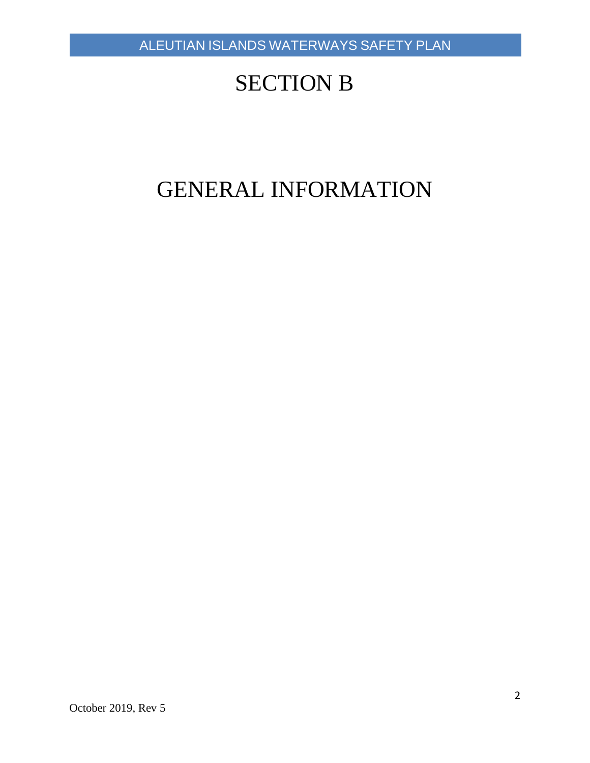# SECTION B

# GENERAL INFORMATION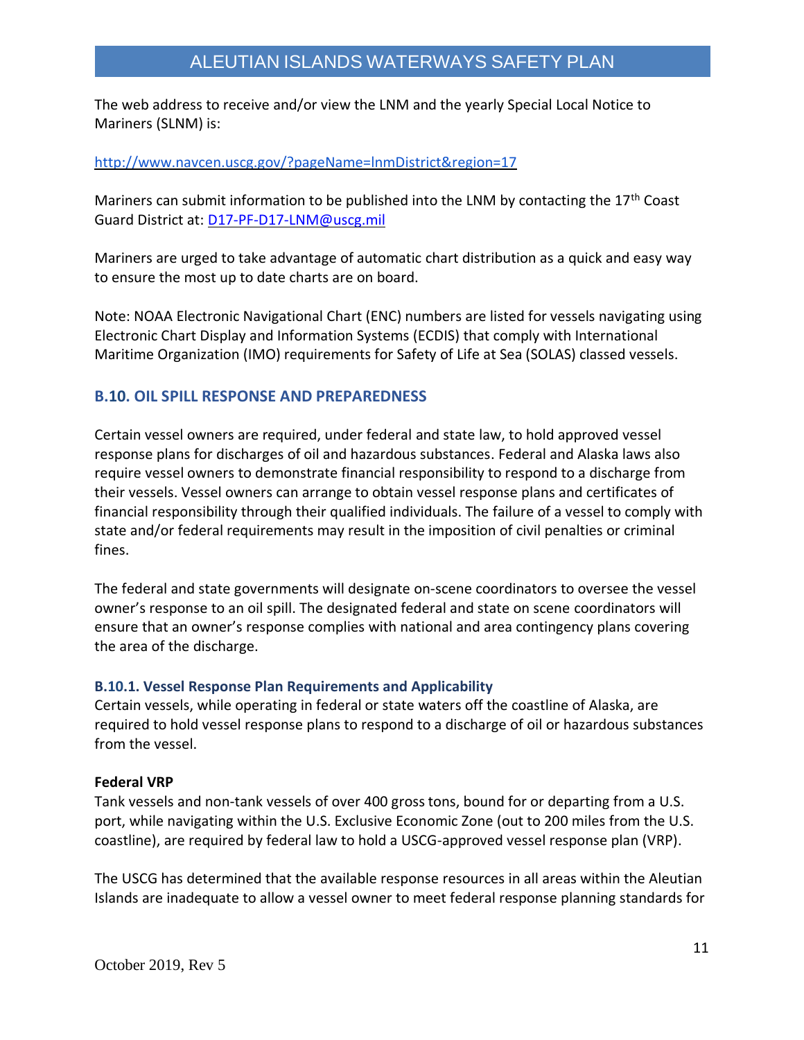The web address to receive and/or view the LNM and the yearly Special Local Notice to Mariners (SLNM) is:

http://www.navcen.uscg.gov/?pageName=lnmDistrict&region=17

Mariners can submit information to be published into the LNM by contacting the 17th Coast Guard District at: D17-PF-D17-LNM@uscg.mil

Mariners are urged to take advantage of automatic chart distribution as a quick and easy way to ensure the most up to date charts are on board.

Note: NOAA Electronic Navigational Chart (ENC) numbers are listed for vessels navigating using Electronic Chart Display and Information Systems (ECDIS) that comply with International Maritime Organization (IMO) requirements for Safety of Life at Sea (SOLAS) classed vessels.

## B.10. OIL SPILL RESPONSE AND PREPAREDNESS

Certain vessel owners are required, under federal and state law, to hold approved vessel response plans for discharges of oil and hazardous substances. Federal and Alaska laws also require vessel owners to demonstrate financial responsibility to respond to a discharge from their vessels. Vessel owners can arrange to obtain vessel response plans and certificates of financial responsibility through their qualified individuals. The failure of a vessel to comply with state and/or federal requirements may result in the imposition of civil penalties or criminal fines.

The federal and state governments will designate on-scene coordinators to oversee the vessel owner's response to an oil spill. The designated federal and state on scene coordinators will ensure that an owner's response complies with national and area contingency plans covering the area of the discharge.

### B.10.1. Vessel Response Plan Requirements and Applicability

Certain vessels, while operating in federal or state waters off the coastline of Alaska, are required to hold vessel response plans to respond to a discharge of oil or hazardous substances from the vessel.

**Federal VRP**

Tank vessels and non-tank vessels of over 400 gross tons, bound for or departing from a U.S. port, while navigating within the U.S. Exclusive Economic Zone (out to 200 miles from the U.S. coastline), are required by federal law to hold a USCG-approved vessel response plan (VRP).

The USCG has determined that the available response resources in all areas within the Aleutian Islands are inadequate to allow a vessel owner to meet federal response planning standards for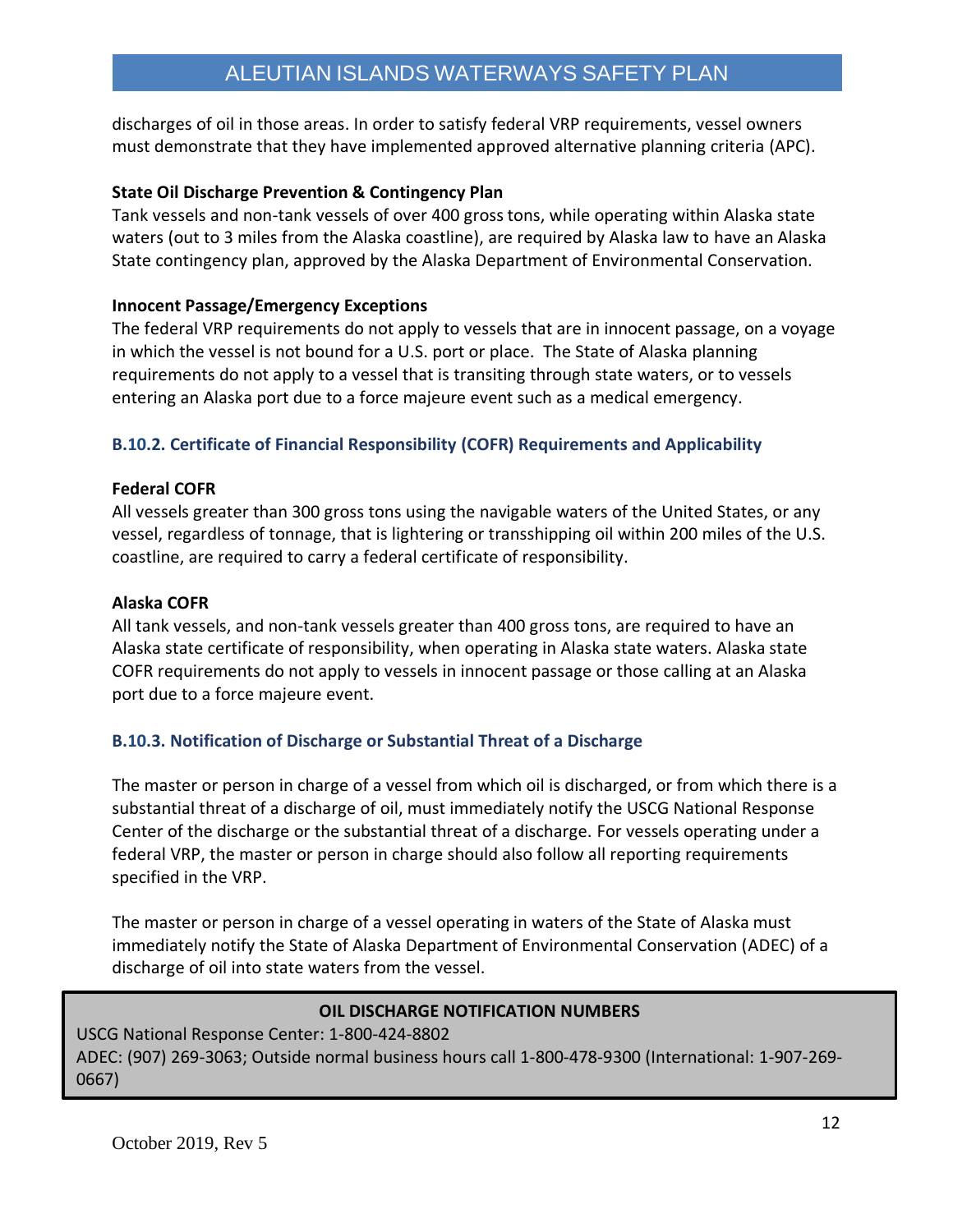discharges of oil in those areas. In order to satisfy federal VRP requirements, vessel owners must demonstrate that they have implemented approved alternative planning criteria (APC).

**State Oil Discharge Prevention & Contingency Plan**

Tank vessels and non-tank vessels of over 400 gross tons, while operating within Alaska state waters (out to 3 miles from the Alaska coastline), are required by Alaska law to have an Alaska State contingency plan, approved by the Alaska Department of Environmental Conservation.

**Innocent Passage/Emergency Exceptions**

The federal VRP requirements do not apply to vessels that are in innocent passage, on a voyage in which the vessel is not bound for a U.S. port or place. The State of Alaska planning requirements do not apply to a vessel that is transiting through state waters, or to vessels entering an Alaska port due to a force majeure event such as a medical emergency.

### B.10.2. Certificate of Financial Responsibility (COFR) Requirements and Applicability

**Federal COFR**

All vessels greater than 300 gross tons using the navigable waters of the United States, or any vessel, regardless of tonnage, that is lightering or transshipping oil within 200 miles of the U.S. coastline, are required to carry a federal certificate of responsibility.

**Alaska COFR**

All tank vessels, and non-tank vessels greater than 400 gross tons, are required to have an Alaska state certificate of responsibility, when operating in Alaska state waters. Alaska state COFR requirements do not apply to vessels in innocent passage or those calling at an Alaska port due to a force majeure event.

### B.10.3. Notification of Discharge or Substantial Threat of a Discharge

The master or person in charge of a vessel from which oil is discharged, or from which there is a substantial threat of a discharge of oil, must immediately notify the USCG National Response Center of the discharge or the substantial threat of a discharge. For vessels operating under a federal VRP, the master or person in charge should also follow all reporting requirements specified in the VRP.

The master or person in charge of a vessel operating in waters of the State of Alaska must immediately notify the State of Alaska Department of Environmental Conservation (ADEC) of a discharge of oil into state waters from the vessel.

**OIL DISCHARGE NOTIFICATION NUMBERS**

USCG National Response Center: 1-800-424-8802
ADEC: (907) 269-3063; Outside normal business hours call 1-800-478-9300 (International: 1-907-269-0667)

October 2019, Rev 5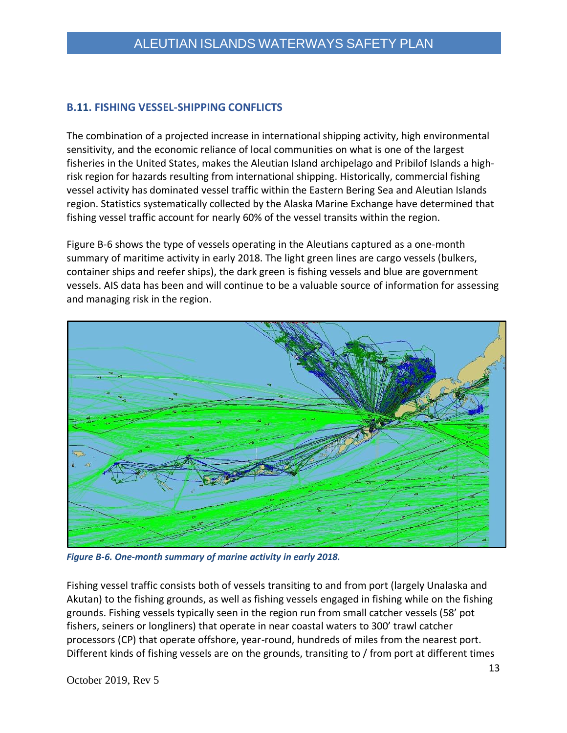## B.11. FISHING VESSEL-SHIPPING CONFLICTS

The combination of a projected increase in international shipping activity, high environmental sensitivity, and the economic reliance of local communities on what is one of the largest fisheries in the United States, makes the Aleutian Island archipelago and Pribilof Islands a high-risk region for hazards resulting from international shipping. Historically, commercial fishing vessel activity has dominated vessel traffic within the Eastern Bering Sea and Aleutian Islands region. Statistics systematically collected by the Alaska Marine Exchange have determined that fishing vessel traffic account for nearly 60% of the vessel transits within the region.

Figure B-6 shows the type of vessels operating in the Aleutians captured as a one-month summary of maritime activity in early 2018. The light green lines are cargo vessels (bulkers, container ships and reefer ships), the dark green is fishing vessels and blue are government vessels. AIS data has been and will continue to be a valuable source of information for assessing and managing risk in the region.

***Figure B-6. One-month summary of marine activity in early 2018.***

Fishing vessel traffic consists both of vessels transiting to and from port (largely Unalaska and Akutan) to the fishing grounds, as well as fishing vessels engaged in fishing while on the fishing grounds. Fishing vessels typically seen in the region run from small catcher vessels (58' pot fishers, seiners or longliners) that operate in near coastal waters to 300' trawl catcher processors (CP) that operate offshore, year-round, hundreds of miles from the nearest port. Different kinds of fishing vessels are on the grounds, transiting to / from port at different times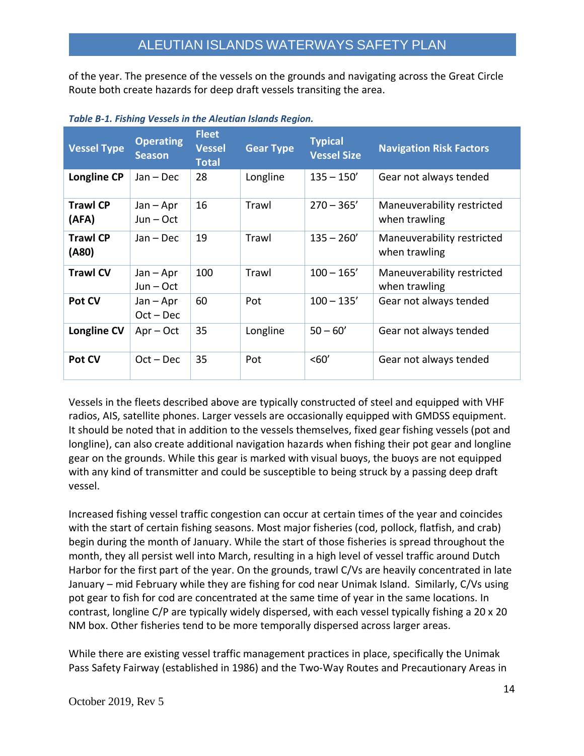of the year. The presence of the vessels on the grounds and navigating across the Great Circle Route both create hazards for deep draft vessels transiting the area.

***Table B-1. Fishing Vessels in the Aleutian Islands Region.***

| Vessel Type | Operating Season | Fleet Vessel Total | Gear Type | Typical Vessel Size | Navigation Risk Factors |
|---|---|---|---|---|---|
| **Longline CP** | Jan – Dec | 28 | Longline | 135 – 150' | Gear not always tended |
| **Trawl CP (AFA)** | Jan – Apr<br>Jun – Oct | 16 | Trawl | 270 – 365' | Maneuverability restricted when trawling |
| **Trawl CP (A80)** | Jan – Dec | 19 | Trawl | 135 – 260' | Maneuverability restricted when trawling |
| **Trawl CV** | Jan – Apr<br>Jun – Oct | 100 | Trawl | 100 – 165' | Maneuverability restricted when trawling |
| **Pot CV** | Jan – Apr<br>Oct – Dec | 60 | Pot | 100 – 135' | Gear not always tended |
| **Longline CV** | Apr – Oct | 35 | Longline | 50 – 60' | Gear not always tended |
| **Pot CV** | Oct – Dec | 35 | Pot | <60' | Gear not always tended |

Vessels in the fleets described above are typically constructed of steel and equipped with VHF radios, AIS, satellite phones. Larger vessels are occasionally equipped with GMDSS equipment. It should be noted that in addition to the vessels themselves, fixed gear fishing vessels (pot and longline), can also create additional navigation hazards when fishing their pot gear and longline gear on the grounds. While this gear is marked with visual buoys, the buoys are not equipped with any kind of transmitter and could be susceptible to being struck by a passing deep draft vessel.

Increased fishing vessel traffic congestion can occur at certain times of the year and coincides with the start of certain fishing seasons. Most major fisheries (cod, pollock, flatfish, and crab) begin during the month of January. While the start of those fisheries is spread throughout the month, they all persist well into March, resulting in a high level of vessel traffic around Dutch Harbor for the first part of the year. On the grounds, trawl C/Vs are heavily concentrated in late January – mid February while they are fishing for cod near Unimak Island. Similarly, C/Vs using pot gear to fish for cod are concentrated at the same time of year in the same locations. In contrast, longline C/P are typically widely dispersed, with each vessel typically fishing a 20 x 20 NM box. Other fisheries tend to be more temporally dispersed across larger areas.

While there are existing vessel traffic management practices in place, specifically the Unimak Pass Safety Fairway (established in 1986) and the Two-Way Routes and Precautionary Areas in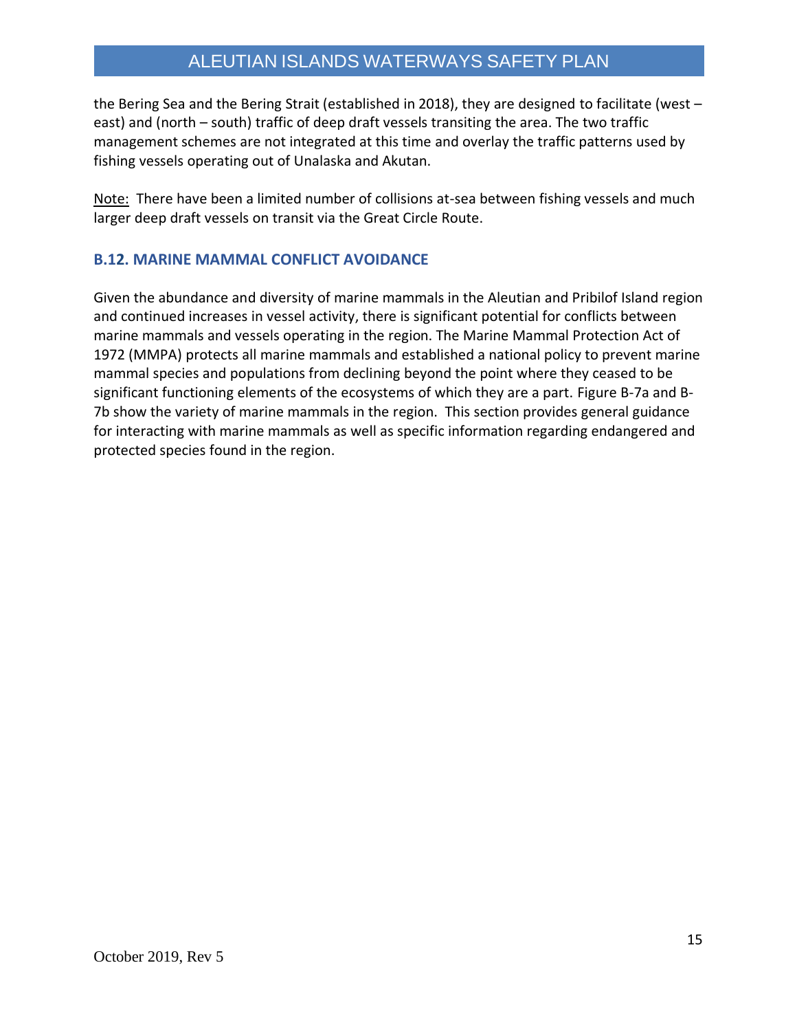the Bering Sea and the Bering Strait (established in 2018), they are designed to facilitate (west – east) and (north – south) traffic of deep draft vessels transiting the area. The two traffic management schemes are not integrated at this time and overlay the traffic patterns used by fishing vessels operating out of Unalaska and Akutan.

Note: There have been a limited number of collisions at-sea between fishing vessels and much larger deep draft vessels on transit via the Great Circle Route.

## B.12. MARINE MAMMAL CONFLICT AVOIDANCE

Given the abundance and diversity of marine mammals in the Aleutian and Pribilof Island region and continued increases in vessel activity, there is significant potential for conflicts between marine mammals and vessels operating in the region. The Marine Mammal Protection Act of 1972 (MMPA) protects all marine mammals and established a national policy to prevent marine mammal species and populations from declining beyond the point where they ceased to be significant functioning elements of the ecosystems of which they are a part. Figure B-7a and B-7b show the variety of marine mammals in the region. This section provides general guidance for interacting with marine mammals as well as specific information regarding endangered and protected species found in the region.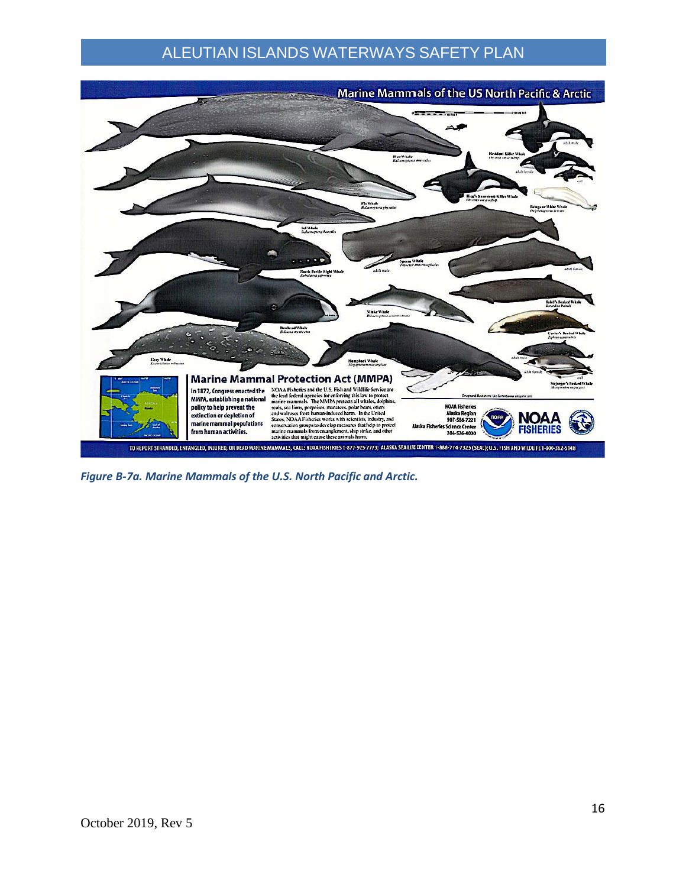## Marine Mammals of the US North Pacific & Arctic

### Marine Mammal Protection Act (MMPA)

**In 1972, Congress enacted the MMPA, establishing a national policy to help prevent the extinction or depletion of marine mammal populations from human activities.**

NOAA Fisheries and the U.S. Fish and Wildlife Service are the lead federal agencies for enforcing this law to protect marine mammals. The MMPA protects all whales, dolphins, seals, sea lions, porpoises, manatees, polar bears, otters and walruses from human-induced harm. In the United States, NOAA Fisheries works with scientists, industry, and conservation groups to develop measures that help to protect marine mammals from entanglement, ship strike, and other activities that might cause these animals harm.

**NOAA Fisheries Alaska Region 907-586-7221**

**Alaska Fisheries Science Center 206-526-4000**

TO REPORT STRANDED, ENTANGLED, INJURED, OR DEAD MARINE MAMMALS, CALL: NOAA FISHERIES 1-877-925-7773; ALASKA SEALIFE CENTER 1-888-774-7325 (SEAL); U.S. FISH AND WILDLIFE 1-800-362-5148

***Figure B-7a. Marine Mammals of the U.S. North Pacific and Arctic.***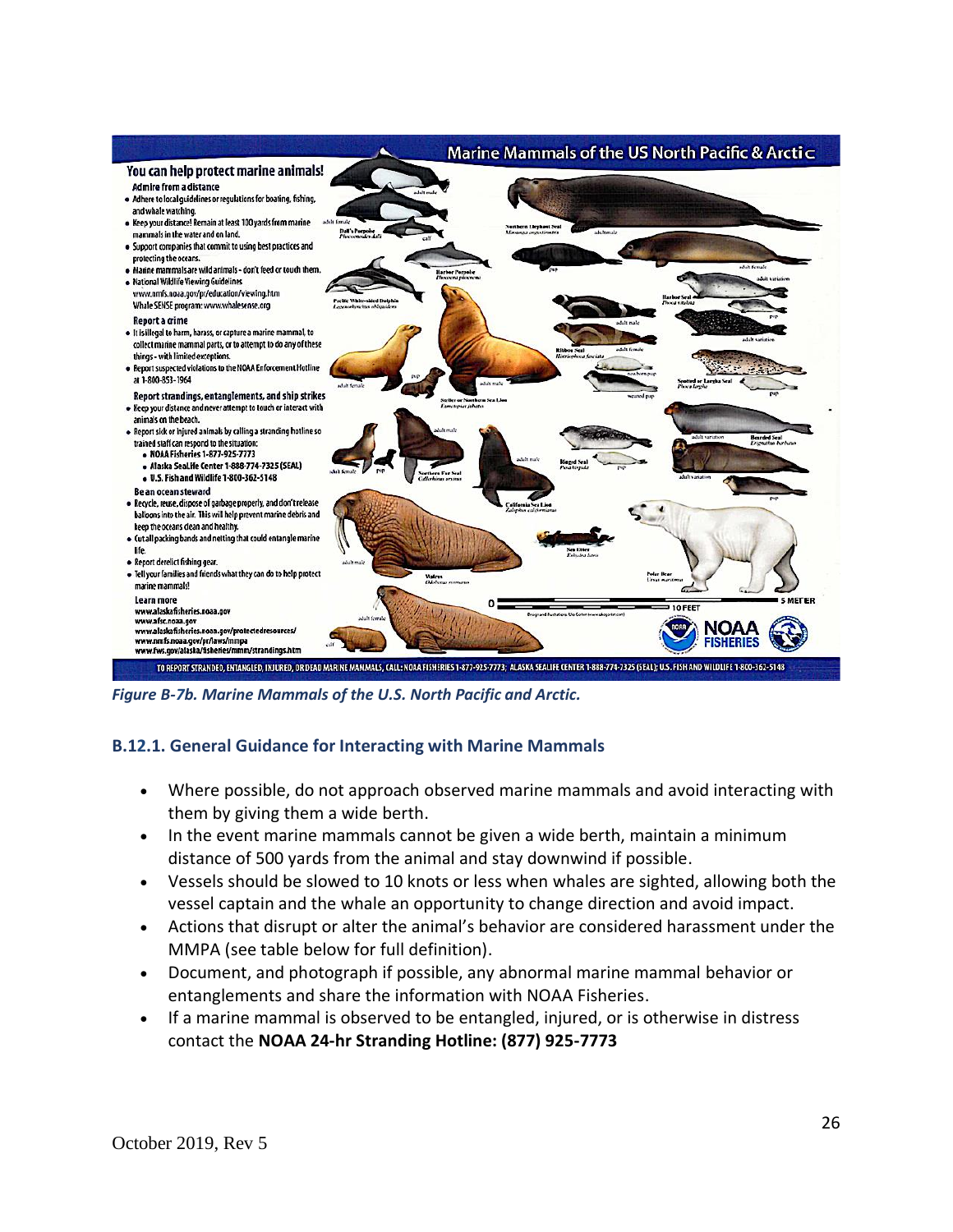*Figure B-7b. Marine Mammals of the U.S. North Pacific and Arctic.*

### B.12.1. General Guidance for Interacting with Marine Mammals

- Where possible, do not approach observed marine mammals and avoid interacting with them by giving them a wide berth.
- In the event marine mammals cannot be given a wide berth, maintain a minimum distance of 500 yards from the animal and stay downwind if possible.
- Vessels should be slowed to 10 knots or less when whales are sighted, allowing both the vessel captain and the whale an opportunity to change direction and avoid impact.
- Actions that disrupt or alter the animal's behavior are considered harassment under the MMPA (see table below for full definition).
- Document, and photograph if possible, any abnormal marine mammal behavior or entanglements and share the information with NOAA Fisheries.
- If a marine mammal is observed to be entangled, injured, or is otherwise in distress contact the **NOAA 24-hr Stranding Hotline: (877) 925-7773**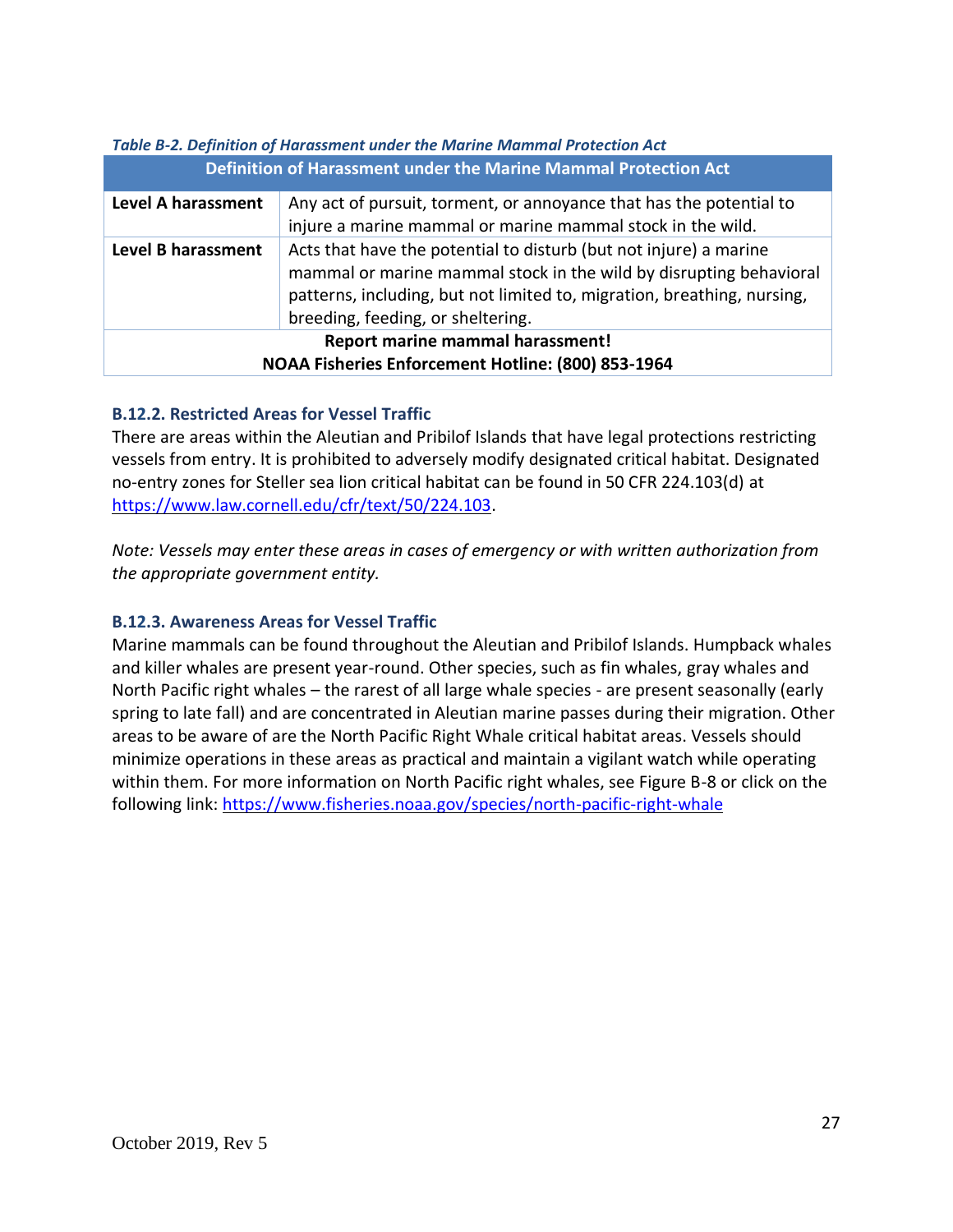*Table B-2. Definition of Harassment under the Marine Mammal Protection Act*

| Definition of Harassment under the Marine Mammal Protection Act | |
|---|---|
| **Level A harassment** | Any act of pursuit, torment, or annoyance that has the potential to injure a marine mammal or marine mammal stock in the wild. |
| **Level B harassment** | Acts that have the potential to disturb (but not injure) a marine mammal or marine mammal stock in the wild by disrupting behavioral patterns, including, but not limited to, migration, breathing, nursing, breeding, feeding, or sheltering. |
| **Report marine mammal harassment!**<br>**NOAA Fisheries Enforcement Hotline: (800) 853-1964** | |

### B.12.2. Restricted Areas for Vessel Traffic

There are areas within the Aleutian and Pribilof Islands that have legal protections restricting vessels from entry. It is prohibited to adversely modify designated critical habitat. Designated no-entry zones for Steller sea lion critical habitat can be found in 50 CFR 224.103(d) at https://www.law.cornell.edu/cfr/text/50/224.103.

*Note: Vessels may enter these areas in cases of emergency or with written authorization from the appropriate government entity.*

### B.12.3. Awareness Areas for Vessel Traffic

Marine mammals can be found throughout the Aleutian and Pribilof Islands. Humpback whales and killer whales are present year-round. Other species, such as fin whales, gray whales and North Pacific right whales – the rarest of all large whale species - are present seasonally (early spring to late fall) and are concentrated in Aleutian marine passes during their migration. Other areas to be aware of are the North Pacific Right Whale critical habitat areas. Vessels should minimize operations in these areas as practical and maintain a vigilant watch while operating within them. For more information on North Pacific right whales, see Figure B-8 or click on the following link: https://www.fisheries.noaa.gov/species/north-pacific-right-whale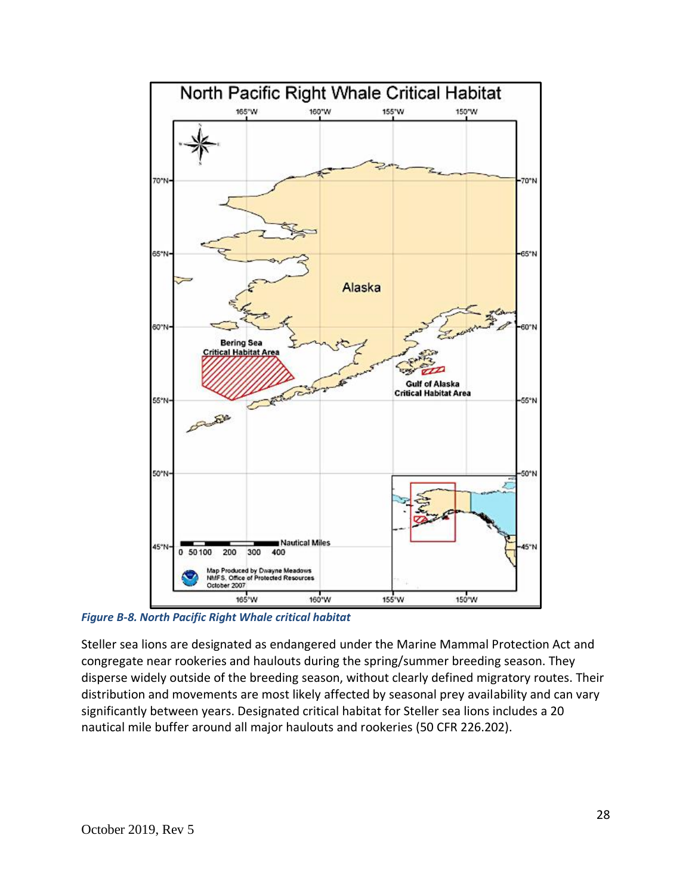*Figure B-8. North Pacific Right Whale critical habitat*

Steller sea lions are designated as endangered under the Marine Mammal Protection Act and congregate near rookeries and haulouts during the spring/summer breeding season. They disperse widely outside of the breeding season, without clearly defined migratory routes. Their distribution and movements are most likely affected by seasonal prey availability and can vary significantly between years. Designated critical habitat for Steller sea lions includes a 20 nautical mile buffer around all major haulouts and rookeries (50 CFR 226.202).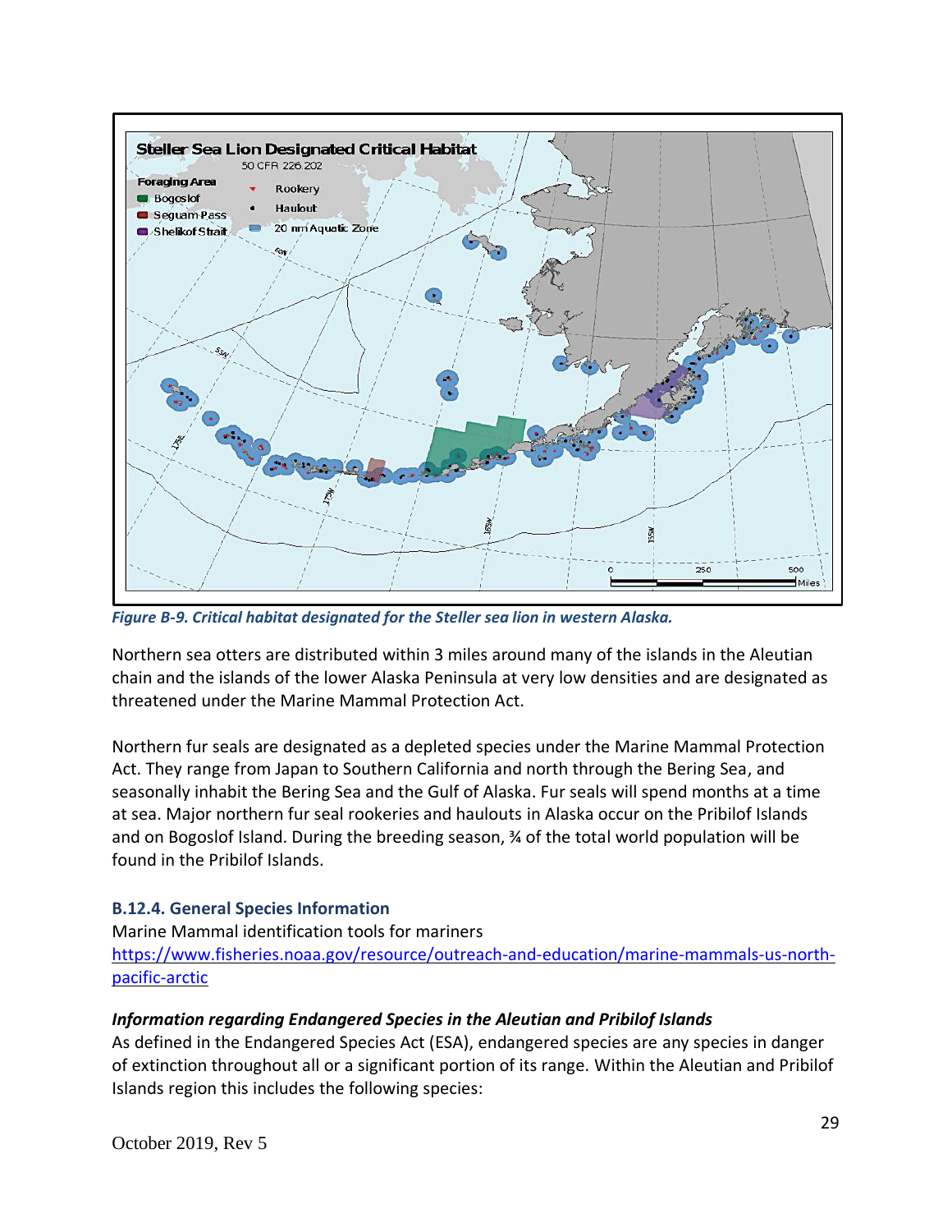*Figure B-9. Critical habitat designated for the Steller sea lion in western Alaska.*

Northern sea otters are distributed within 3 miles around many of the islands in the Aleutian chain and the islands of the lower Alaska Peninsula at very low densities and are designated as threatened under the Marine Mammal Protection Act.

Northern fur seals are designated as a depleted species under the Marine Mammal Protection Act. They range from Japan to Southern California and north through the Bering Sea, and seasonally inhabit the Bering Sea and the Gulf of Alaska. Fur seals will spend months at a time at sea. Major northern fur seal rookeries and haulouts in Alaska occur on the Pribilof Islands and on Bogoslof Island. During the breeding season, ¾ of the total world population will be found in the Pribilof Islands.

### B.12.4. General Species Information

Marine Mammal identification tools for mariners
https://www.fisheries.noaa.gov/resource/outreach-and-education/marine-mammals-us-north-pacific-arctic

***Information regarding Endangered Species in the Aleutian and Pribilof Islands***

As defined in the Endangered Species Act (ESA), endangered species are any species in danger of extinction throughout all or a significant portion of its range. Within the Aleutian and Pribilof Islands region this includes the following species: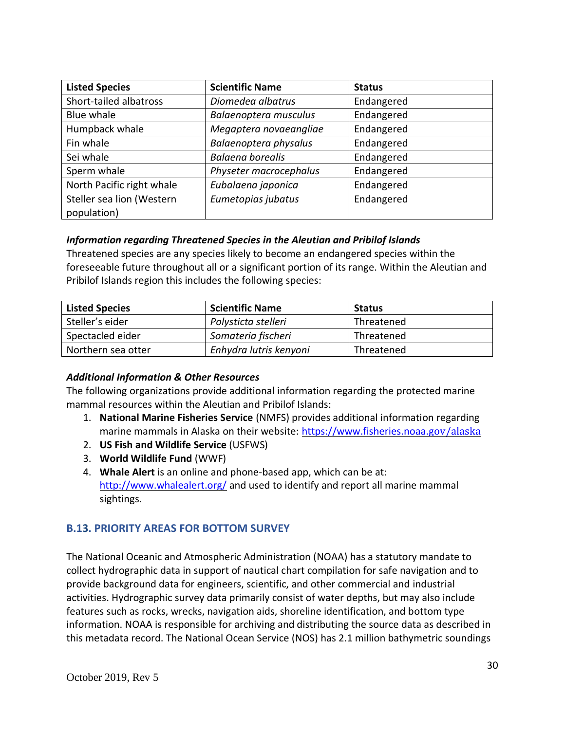| Listed Species | Scientific Name | Status |
| --- | --- | --- |
| Short-tailed albatross | *Diomedea albatrus* | Endangered |
| Blue whale | *Balaenoptera musculus* | Endangered |
| Humpback whale | *Megaptera novaeangliae* | Endangered |
| Fin whale | *Balaenoptera physalus* | Endangered |
| Sei whale | *Balaena borealis* | Endangered |
| Sperm whale | *Physeter macrocephalus* | Endangered |
| North Pacific right whale | *Eubalaena japonica* | Endangered |
| Steller sea lion (Western population) | *Eumetopias jubatus* | Endangered |

***Information regarding Threatened Species in the Aleutian and Pribilof Islands***

Threatened species are any species likely to become an endangered species within the foreseeable future throughout all or a significant portion of its range. Within the Aleutian and Pribilof Islands region this includes the following species:

| Listed Species | Scientific Name | Status |
| --- | --- | --- |
| Steller's eider | *Polysticta stelleri* | Threatened |
| Spectacled eider | *Somateria fischeri* | Threatened |
| Northern sea otter | *Enhydra lutris kenyoni* | Threatened |

***Additional Information & Other Resources***

The following organizations provide additional information regarding the protected marine mammal resources within the Aleutian and Pribilof Islands:

1. **National Marine Fisheries Service** (NMFS) provides additional information regarding marine mammals in Alaska on their website: [https://www.fisheries.noaa.gov/alaska](https://www.fisheries.noaa.gov/alaska)
2. **US Fish and Wildlife Service** (USFWS)
3. **World Wildlife Fund** (WWF)
4. **Whale Alert** is an online and phone-based app, which can be at: [http://www.whalealert.org/](http://www.whalealert.org/) and used to identify and report all marine mammal sightings.

## B.13. PRIORITY AREAS FOR BOTTOM SURVEY

The National Oceanic and Atmospheric Administration (NOAA) has a statutory mandate to collect hydrographic data in support of nautical chart compilation for safe navigation and to provide background data for engineers, scientific, and other commercial and industrial activities. Hydrographic survey data primarily consist of water depths, but may also include features such as rocks, wrecks, navigation aids, shoreline identification, and bottom type information. NOAA is responsible for archiving and distributing the source data as described in this metadata record. The National Ocean Service (NOS) has 2.1 million bathymetric soundings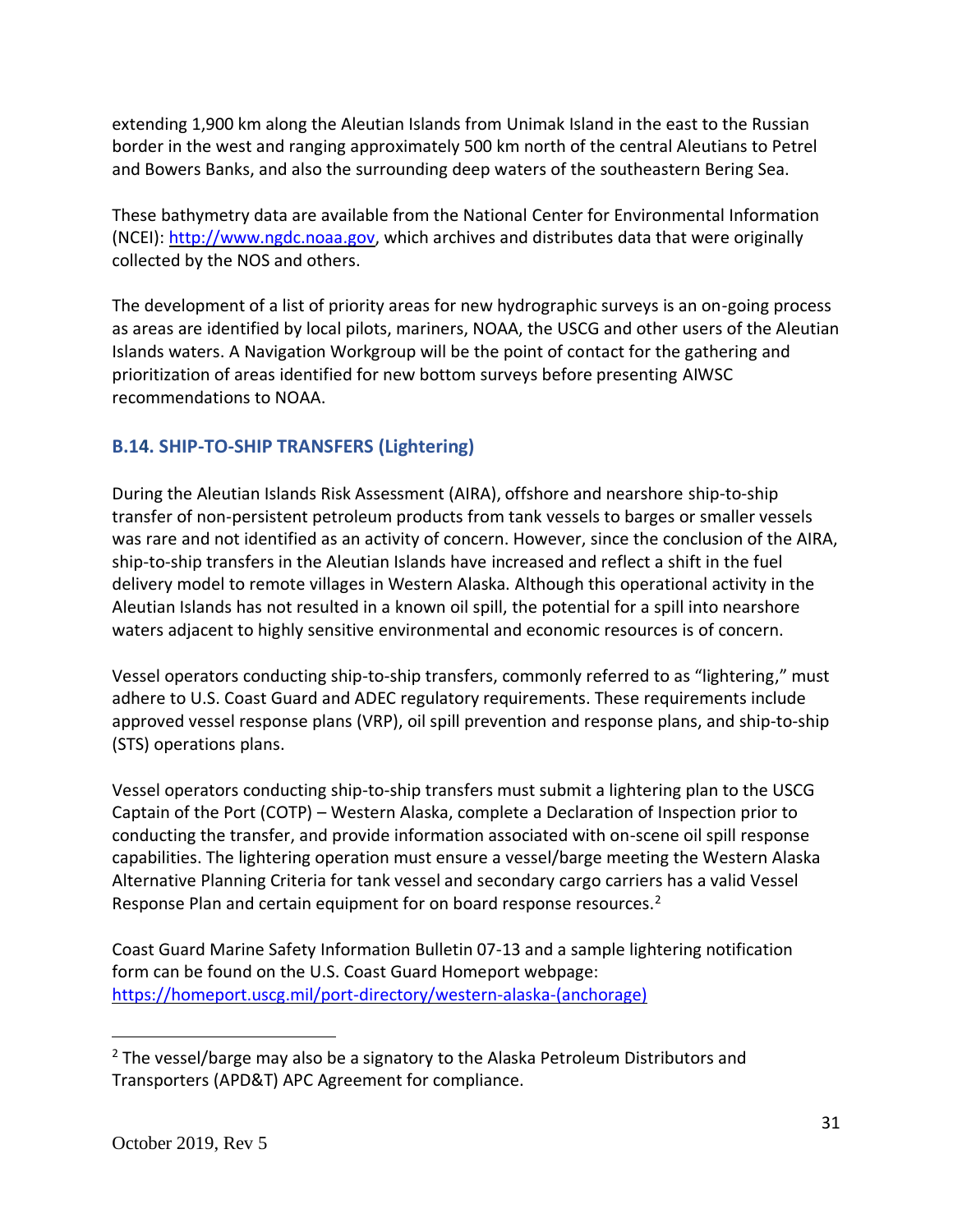extending 1,900 km along the Aleutian Islands from Unimak Island in the east to the Russian border in the west and ranging approximately 500 km north of the central Aleutians to Petrel and Bowers Banks, and also the surrounding deep waters of the southeastern Bering Sea.

These bathymetry data are available from the National Center for Environmental Information (NCEI): http://www.ngdc.noaa.gov, which archives and distributes data that were originally collected by the NOS and others.

The development of a list of priority areas for new hydrographic surveys is an on-going process as areas are identified by local pilots, mariners, NOAA, the USCG and other users of the Aleutian Islands waters. A Navigation Workgroup will be the point of contact for the gathering and prioritization of areas identified for new bottom surveys before presenting AIWSC recommendations to NOAA.

## B.14. SHIP-TO-SHIP TRANSFERS (Lightering)

During the Aleutian Islands Risk Assessment (AIRA), offshore and nearshore ship-to-ship transfer of non-persistent petroleum products from tank vessels to barges or smaller vessels was rare and not identified as an activity of concern. However, since the conclusion of the AIRA, ship-to-ship transfers in the Aleutian Islands have increased and reflect a shift in the fuel delivery model to remote villages in Western Alaska. Although this operational activity in the Aleutian Islands has not resulted in a known oil spill, the potential for a spill into nearshore waters adjacent to highly sensitive environmental and economic resources is of concern.

Vessel operators conducting ship-to-ship transfers, commonly referred to as "lightering," must adhere to U.S. Coast Guard and ADEC regulatory requirements. These requirements include approved vessel response plans (VRP), oil spill prevention and response plans, and ship-to-ship (STS) operations plans.

Vessel operators conducting ship-to-ship transfers must submit a lightering plan to the USCG Captain of the Port (COTP) – Western Alaska, complete a Declaration of Inspection prior to conducting the transfer, and provide information associated with on-scene oil spill response capabilities. The lightering operation must ensure a vessel/barge meeting the Western Alaska Alternative Planning Criteria for tank vessel and secondary cargo carriers has a valid Vessel Response Plan and certain equipment for on board response resources.[2]

Coast Guard Marine Safety Information Bulletin 07-13 and a sample lightering notification form can be found on the U.S. Coast Guard Homeport webpage: https://homeport.uscg.mil/port-directory/western-alaska-(anchorage)

[2] The vessel/barge may also be a signatory to the Alaska Petroleum Distributors and Transporters (APD&T) APC Agreement for compliance.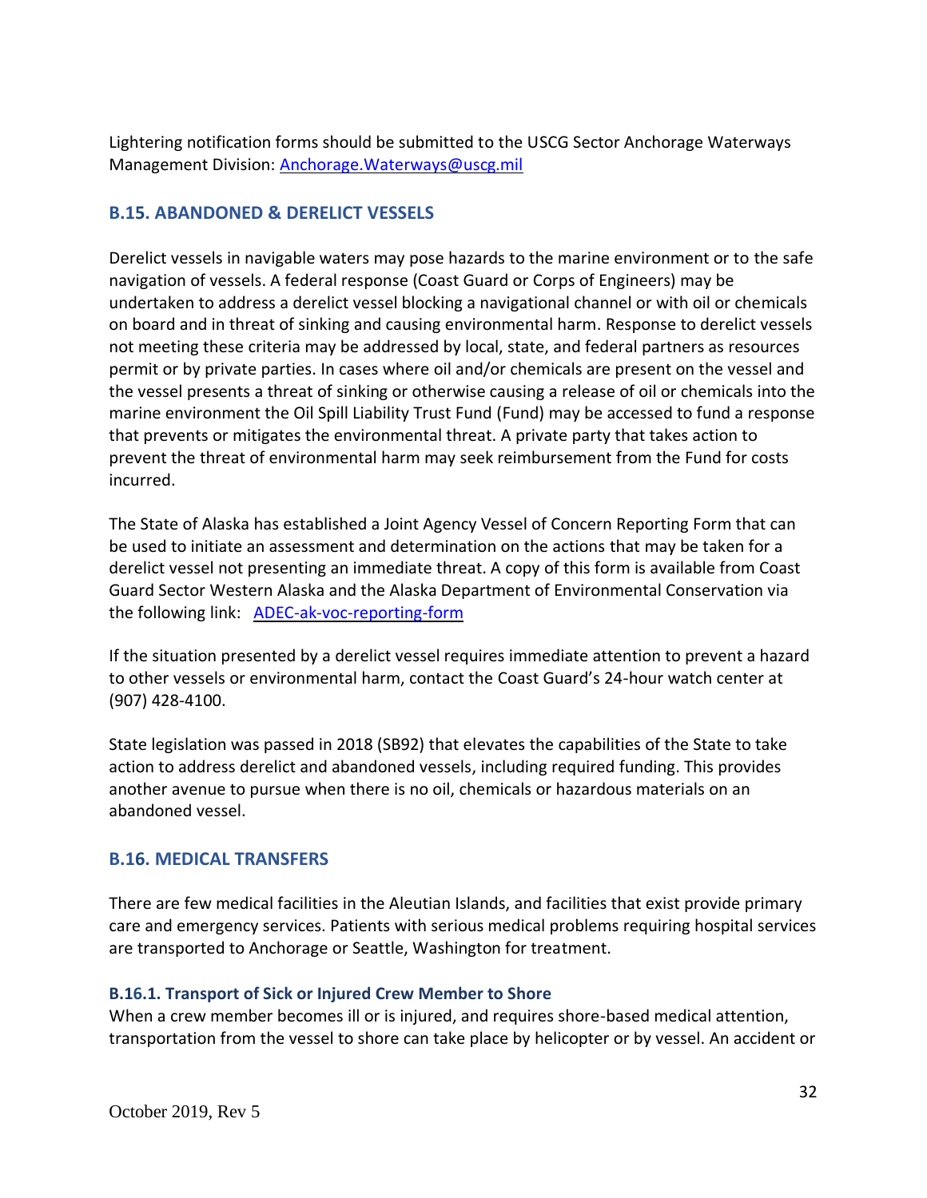Lightering notification forms should be submitted to the USCG Sector Anchorage Waterways Management Division: [Anchorage.Waterways@uscg.mil](mailto:Anchorage.Waterways@uscg.mil)

## B.15. ABANDONED & DERELICT VESSELS

Derelict vessels in navigable waters may pose hazards to the marine environment or to the safe navigation of vessels. A federal response (Coast Guard or Corps of Engineers) may be undertaken to address a derelict vessel blocking a navigational channel or with oil or chemicals on board and in threat of sinking and causing environmental harm. Response to derelict vessels not meeting these criteria may be addressed by local, state, and federal partners as resources permit or by private parties. In cases where oil and/or chemicals are present on the vessel and the vessel presents a threat of sinking or otherwise causing a release of oil or chemicals into the marine environment the Oil Spill Liability Trust Fund (Fund) may be accessed to fund a response that prevents or mitigates the environmental threat. A private party that takes action to prevent the threat of environmental harm may seek reimbursement from the Fund for costs incurred.

The State of Alaska has established a Joint Agency Vessel of Concern Reporting Form that can be used to initiate an assessment and determination on the actions that may be taken for a derelict vessel not presenting an immediate threat. A copy of this form is available from Coast Guard Sector Western Alaska and the Alaska Department of Environmental Conservation via the following link: ADEC-ak-voc-reporting-form

If the situation presented by a derelict vessel requires immediate attention to prevent a hazard to other vessels or environmental harm, contact the Coast Guard's 24-hour watch center at (907) 428-4100.

State legislation was passed in 2018 (SB92) that elevates the capabilities of the State to take action to address derelict and abandoned vessels, including required funding. This provides another avenue to pursue when there is no oil, chemicals or hazardous materials on an abandoned vessel.

## B.16. MEDICAL TRANSFERS

There are few medical facilities in the Aleutian Islands, and facilities that exist provide primary care and emergency services. Patients with serious medical problems requiring hospital services are transported to Anchorage or Seattle, Washington for treatment.

### B.16.1. Transport of Sick or Injured Crew Member to Shore

When a crew member becomes ill or is injured, and requires shore-based medical attention, transportation from the vessel to shore can take place by helicopter or by vessel. An accident or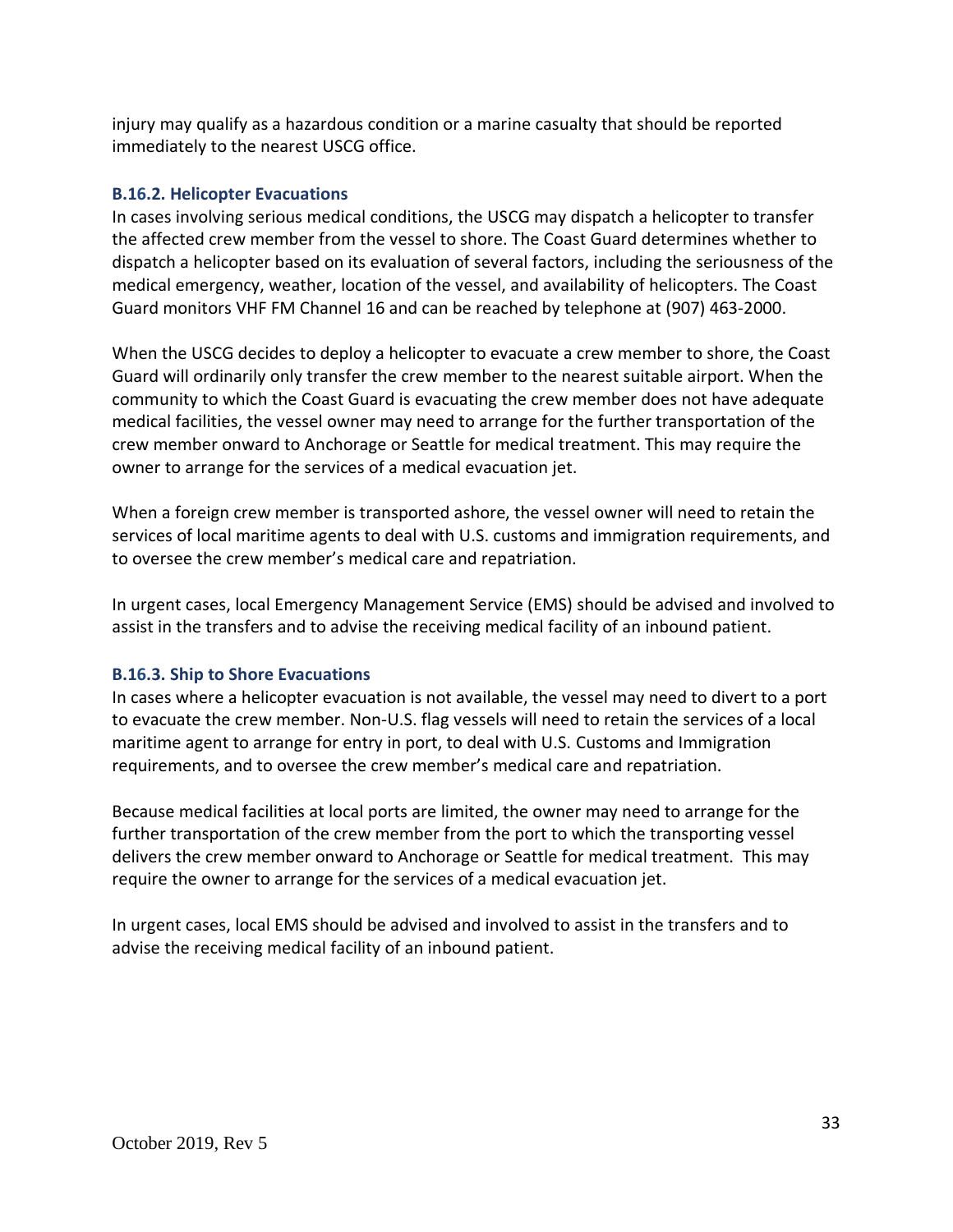injury may qualify as a hazardous condition or a marine casualty that should be reported immediately to the nearest USCG office.

### B.16.2. Helicopter Evacuations

In cases involving serious medical conditions, the USCG may dispatch a helicopter to transfer the affected crew member from the vessel to shore. The Coast Guard determines whether to dispatch a helicopter based on its evaluation of several factors, including the seriousness of the medical emergency, weather, location of the vessel, and availability of helicopters. The Coast Guard monitors VHF FM Channel 16 and can be reached by telephone at (907) 463-2000.

When the USCG decides to deploy a helicopter to evacuate a crew member to shore, the Coast Guard will ordinarily only transfer the crew member to the nearest suitable airport. When the community to which the Coast Guard is evacuating the crew member does not have adequate medical facilities, the vessel owner may need to arrange for the further transportation of the crew member onward to Anchorage or Seattle for medical treatment. This may require the owner to arrange for the services of a medical evacuation jet.

When a foreign crew member is transported ashore, the vessel owner will need to retain the services of local maritime agents to deal with U.S. customs and immigration requirements, and to oversee the crew member's medical care and repatriation.

In urgent cases, local Emergency Management Service (EMS) should be advised and involved to assist in the transfers and to advise the receiving medical facility of an inbound patient.

### B.16.3. Ship to Shore Evacuations

In cases where a helicopter evacuation is not available, the vessel may need to divert to a port to evacuate the crew member. Non-U.S. flag vessels will need to retain the services of a local maritime agent to arrange for entry in port, to deal with U.S. Customs and Immigration requirements, and to oversee the crew member's medical care and repatriation.

Because medical facilities at local ports are limited, the owner may need to arrange for the further transportation of the crew member from the port to which the transporting vessel delivers the crew member onward to Anchorage or Seattle for medical treatment. This may require the owner to arrange for the services of a medical evacuation jet.

In urgent cases, local EMS should be advised and involved to assist in the transfers and to advise the receiving medical facility of an inbound patient.